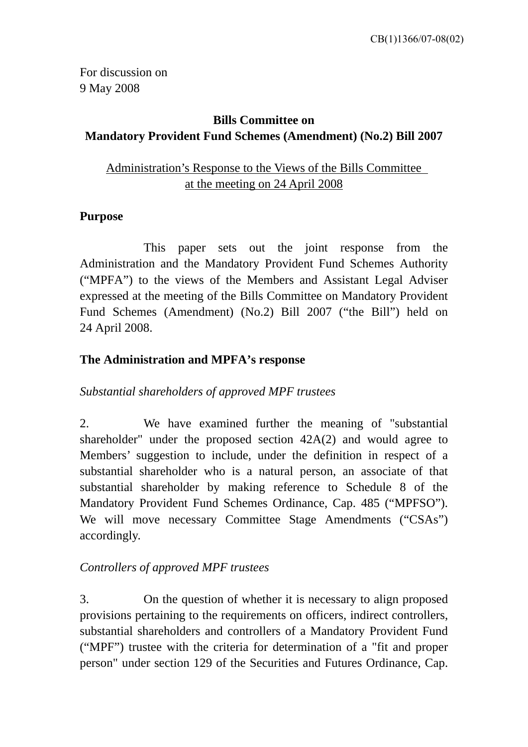CB(1)1366/07-08(02)

For discussion on
9 May 2008

**Bills Committee on**
**Mandatory Provident Fund Schemes (Amendment) (No.2) Bill 2007**

Administration's Response to the Views of the Bills Committee at the meeting on 24 April 2008

**Purpose**

This paper sets out the joint response from the Administration and the Mandatory Provident Fund Schemes Authority ("MPFA") to the views of the Members and Assistant Legal Adviser expressed at the meeting of the Bills Committee on Mandatory Provident Fund Schemes (Amendment) (No.2) Bill 2007 ("the Bill") held on 24 April 2008.

**The Administration and MPFA's response**

*Substantial shareholders of approved MPF trustees*

2. We have examined further the meaning of "substantial shareholder" under the proposed section 42A(2) and would agree to Members' suggestion to include, under the definition in respect of a substantial shareholder who is a natural person, an associate of that substantial shareholder by making reference to Schedule 8 of the Mandatory Provident Fund Schemes Ordinance, Cap. 485 ("MPFSO"). We will move necessary Committee Stage Amendments ("CSAs") accordingly.

*Controllers of approved MPF trustees*

3. On the question of whether it is necessary to align proposed provisions pertaining to the requirements on officers, indirect controllers, substantial shareholders and controllers of a Mandatory Provident Fund ("MPF") trustee with the criteria for determination of a "fit and proper person" under section 129 of the Securities and Futures Ordinance, Cap.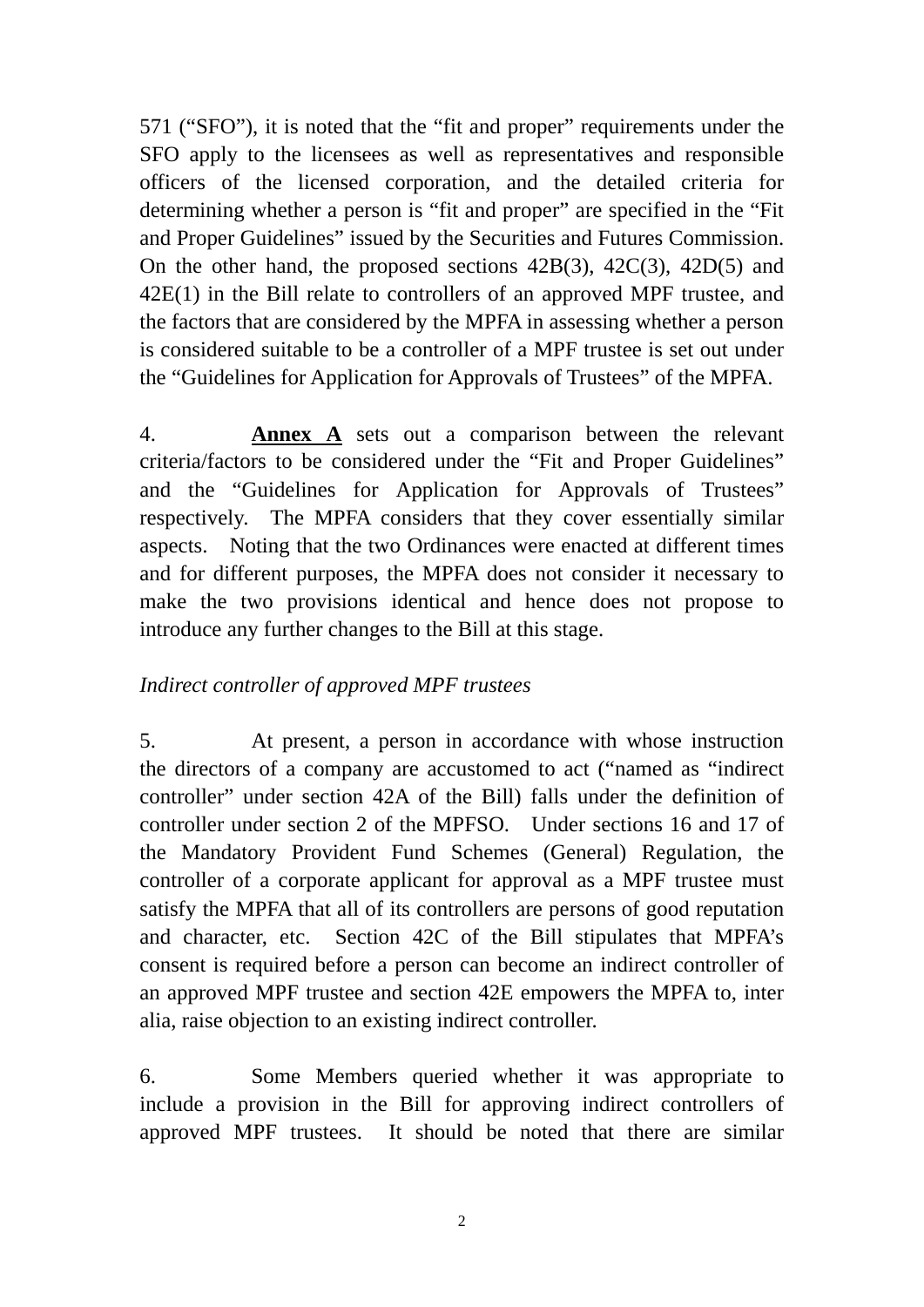571 (“SFO”), it is noted that the “fit and proper” requirements under the SFO apply to the licensees as well as representatives and responsible officers of the licensed corporation, and the detailed criteria for determining whether a person is “fit and proper” are specified in the “Fit and Proper Guidelines” issued by the Securities and Futures Commission. On the other hand, the proposed sections 42B(3), 42C(3), 42D(5) and 42E(1) in the Bill relate to controllers of an approved MPF trustee, and the factors that are considered by the MPFA in assessing whether a person is considered suitable to be a controller of a MPF trustee is set out under the “Guidelines for Application for Approvals of Trustees” of the MPFA.

4. **Annex A** sets out a comparison between the relevant criteria/factors to be considered under the “Fit and Proper Guidelines” and the “Guidelines for Application for Approvals of Trustees” respectively. The MPFA considers that they cover essentially similar aspects. Noting that the two Ordinances were enacted at different times and for different purposes, the MPFA does not consider it necessary to make the two provisions identical and hence does not propose to introduce any further changes to the Bill at this stage.

*Indirect controller of approved MPF trustees*

5. At present, a person in accordance with whose instruction the directors of a company are accustomed to act (“named as “indirect controller” under section 42A of the Bill) falls under the definition of controller under section 2 of the MPFSO. Under sections 16 and 17 of the Mandatory Provident Fund Schemes (General) Regulation, the controller of a corporate applicant for approval as a MPF trustee must satisfy the MPFA that all of its controllers are persons of good reputation and character, etc. Section 42C of the Bill stipulates that MPFA’s consent is required before a person can become an indirect controller of an approved MPF trustee and section 42E empowers the MPFA to, inter alia, raise objection to an existing indirect controller.

6. Some Members queried whether it was appropriate to include a provision in the Bill for approving indirect controllers of approved MPF trustees. It should be noted that there are similar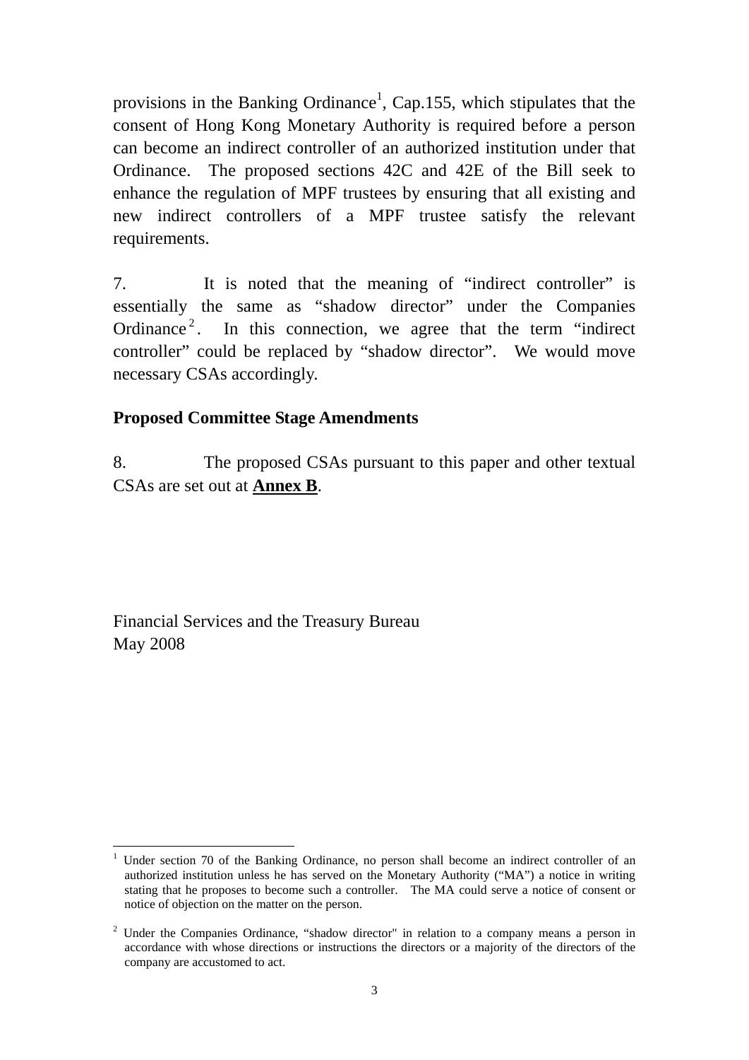provisions in the Banking Ordinance[1], Cap.155, which stipulates that the consent of Hong Kong Monetary Authority is required before a person can become an indirect controller of an authorized institution under that Ordinance. The proposed sections 42C and 42E of the Bill seek to enhance the regulation of MPF trustees by ensuring that all existing and new indirect controllers of a MPF trustee satisfy the relevant requirements.

7. It is noted that the meaning of "indirect controller" is essentially the same as "shadow director" under the Companies Ordinance[2]. In this connection, we agree that the term "indirect controller" could be replaced by "shadow director". We would move necessary CSAs accordingly.

**Proposed Committee Stage Amendments**

8. The proposed CSAs pursuant to this paper and other textual CSAs are set out at **<u>Annex B</u>**.

Financial Services and the Treasury Bureau
May 2008

---

[1] Under section 70 of the Banking Ordinance, no person shall become an indirect controller of an authorized institution unless he has served on the Monetary Authority ("MA") a notice in writing stating that he proposes to become such a controller. The MA could serve a notice of consent or notice of objection on the matter on the person.

[2] Under the Companies Ordinance, "shadow director" in relation to a company means a person in accordance with whose directions or instructions the directors or a majority of the directors of the company are accustomed to act.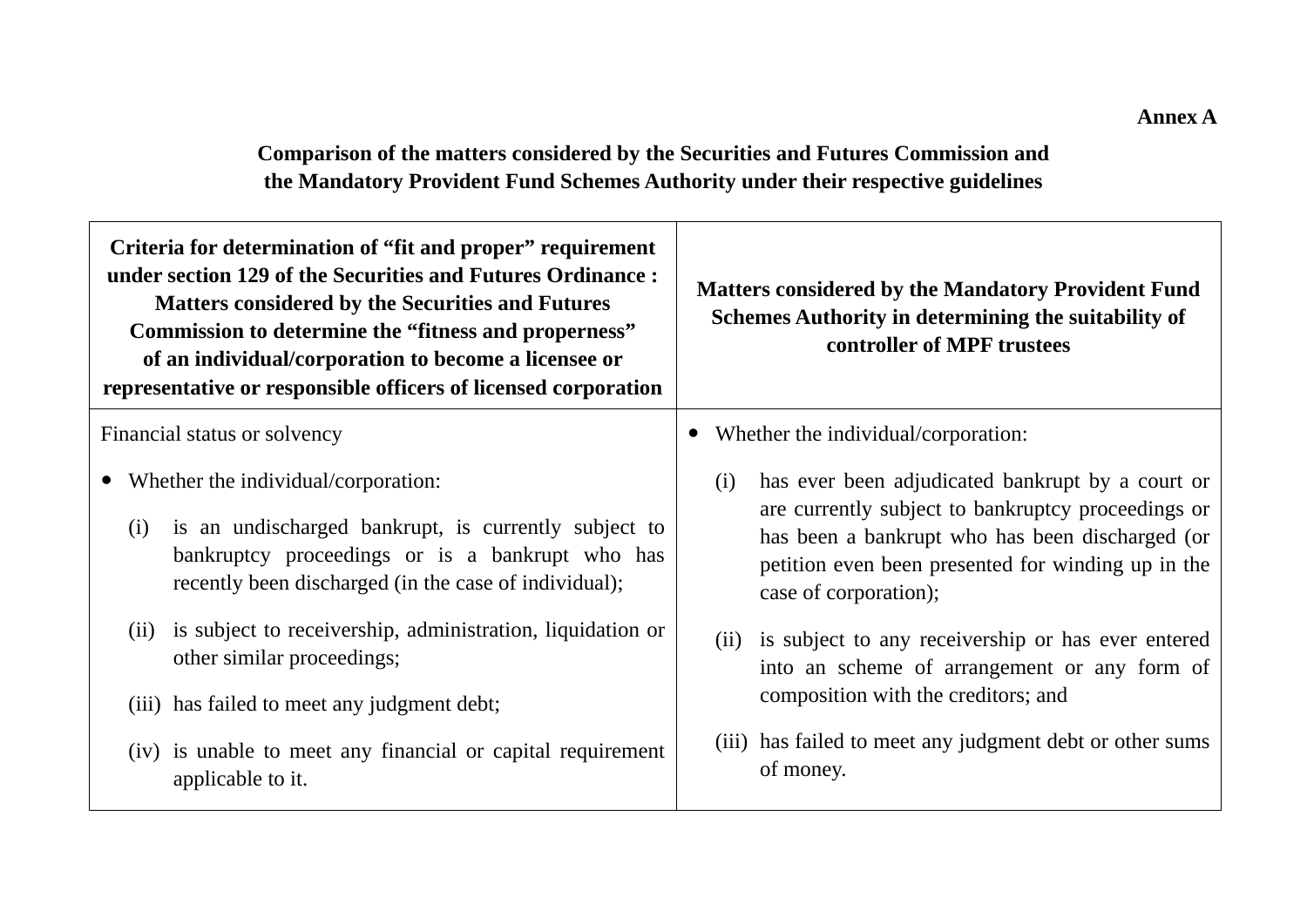**Annex A**

**Comparison of the matters considered by the Securities and Futures Commission and the Mandatory Provident Fund Schemes Authority under their respective guidelines**

| **Criteria for determination of "fit and proper" requirement under section 129 of the Securities and Futures Ordinance : Matters considered by the Securities and Futures Commission to determine the "fitness and properness" of an individual/corporation to become a licensee or representative or responsible officers of licensed corporation** | **Matters considered by the Mandatory Provident Fund Schemes Authority in determining the suitability of controller of MPF trustees** |
|---|---|
| Financial status or solvency<br><br>• Whether the individual/corporation:<br><br>(i) is an undischarged bankrupt, is currently subject to bankruptcy proceedings or is a bankrupt who has recently been discharged (in the case of individual);<br><br>(ii) is subject to receivership, administration, liquidation or other similar proceedings;<br><br>(iii) has failed to meet any judgment debt;<br><br>(iv) is unable to meet any financial or capital requirement applicable to it. | • Whether the individual/corporation:<br><br>(i) has ever been adjudicated bankrupt by a court or are currently subject to bankruptcy proceedings or has been a bankrupt who has been discharged (or petition even been presented for winding up in the case of corporation);<br><br>(ii) is subject to any receivership or has ever entered into an scheme of arrangement or any form of composition with the creditors; and<br><br>(iii) has failed to meet any judgment debt or other sums of money. |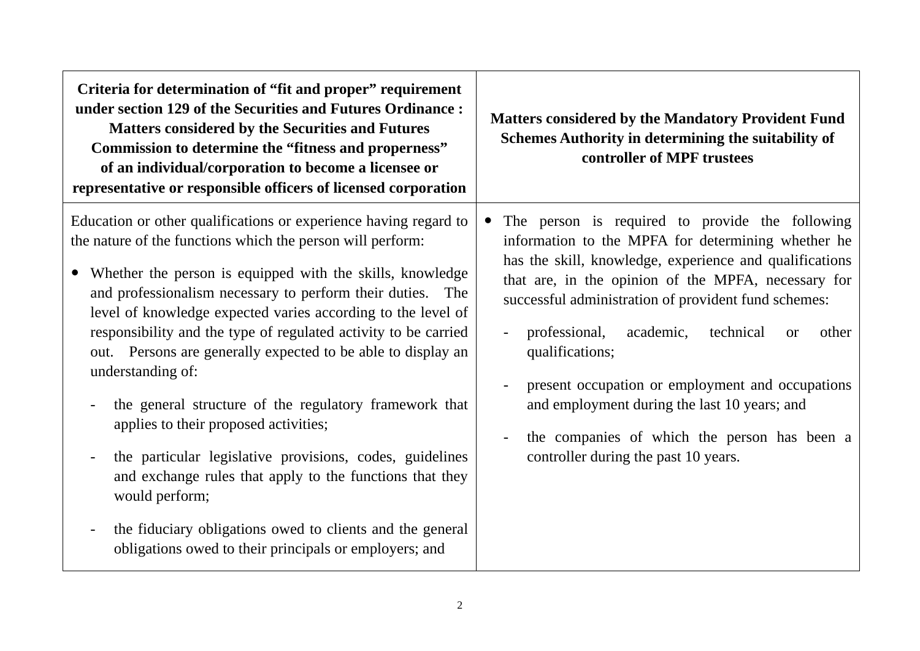| Criteria for determination of "fit and proper" requirement under section 129 of the Securities and Futures Ordinance : Matters considered by the Securities and Futures Commission to determine the "fitness and properness" of an individual/corporation to become a licensee or representative or responsible officers of licensed corporation | Matters considered by the Mandatory Provident Fund Schemes Authority in determining the suitability of controller of MPF trustees |
|---|---|
| Education or other qualifications or experience having regard to the nature of the functions which the person will perform:<br><br>• Whether the person is equipped with the skills, knowledge and professionalism necessary to perform their duties. The level of knowledge expected varies according to the level of responsibility and the type of regulated activity to be carried out. Persons are generally expected to be able to display an understanding of:<br><br>- the general structure of the regulatory framework that applies to their proposed activities;<br><br>- the particular legislative provisions, codes, guidelines and exchange rules that apply to the functions that they would perform;<br><br>- the fiduciary obligations owed to clients and the general obligations owed to their principals or employers; and | • The person is required to provide the following information to the MPFA for determining whether he has the skill, knowledge, experience and qualifications that are, in the opinion of the MPFA, necessary for successful administration of provident fund schemes:<br><br>- professional, academic, technical or other qualifications;<br><br>- present occupation or employment and occupations and employment during the last 10 years; and<br><br>- the companies of which the person has been a controller during the past 10 years. |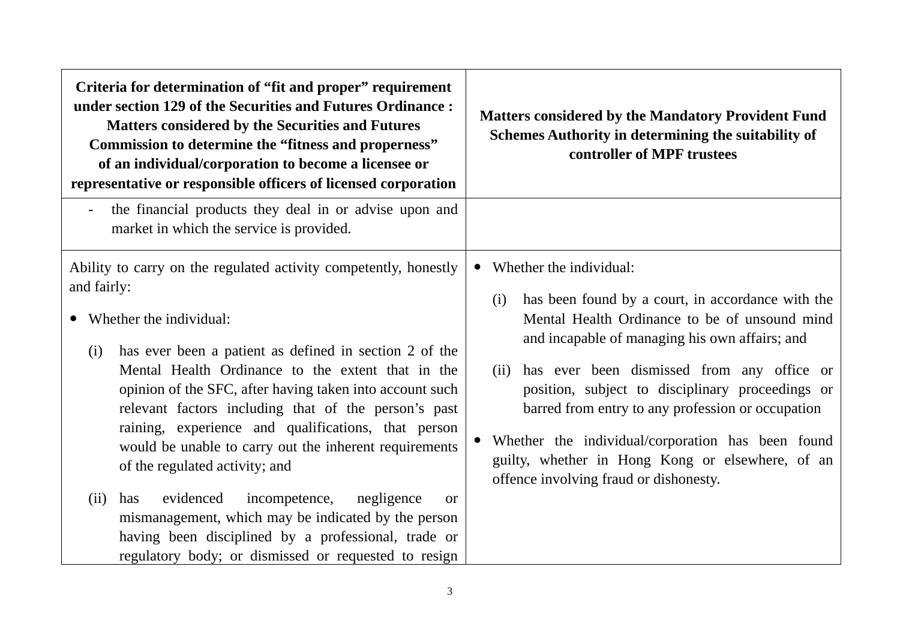| Criteria for determination of "fit and proper" requirement under section 129 of the Securities and Futures Ordinance : Matters considered by the Securities and Futures Commission to determine the "fitness and properness" of an individual/corporation to become a licensee or representative or responsible officers of licensed corporation | Matters considered by the Mandatory Provident Fund Schemes Authority in determining the suitability of controller of MPF trustees |
|---|---|
| - the financial products they deal in or advise upon and market in which the service is provided. | |
| Ability to carry on the regulated activity competently, honestly and fairly:<br><br>• Whether the individual:<br><br>(i) has ever been a patient as defined in section 2 of the Mental Health Ordinance to the extent that in the opinion of the SFC, after having taken into account such relevant factors including that of the person's past raining, experience and qualifications, that person would be unable to carry out the inherent requirements of the regulated activity; and<br><br>(ii) has evidenced incompetence, negligence or mismanagement, which may be indicated by the person having been disciplined by a professional, trade or regulatory body; or dismissed or requested to resign | • Whether the individual:<br><br>(i) has been found by a court, in accordance with the Mental Health Ordinance to be of unsound mind and incapable of managing his own affairs; and<br><br>(ii) has ever been dismissed from any office or position, subject to disciplinary proceedings or barred from entry to any profession or occupation<br><br>• Whether the individual/corporation has been found guilty, whether in Hong Kong or elsewhere, of an offence involving fraud or dishonesty. |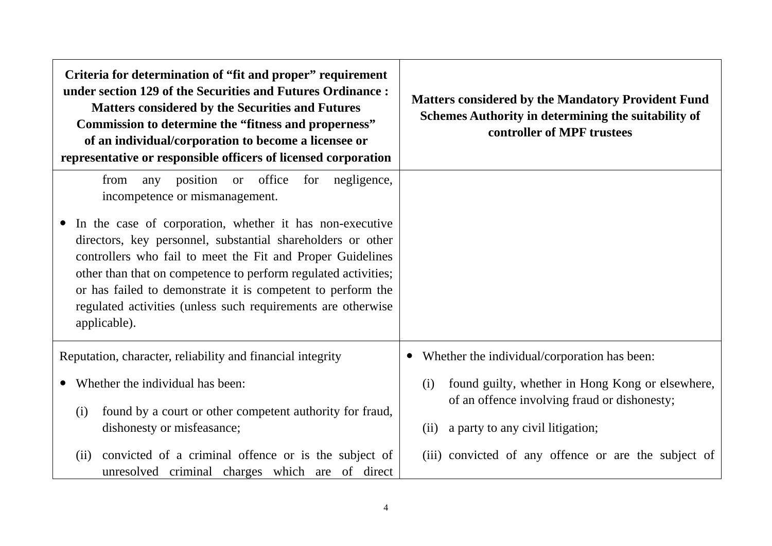| Criteria for determination of "fit and proper" requirement under section 129 of the Securities and Futures Ordinance : Matters considered by the Securities and Futures Commission to determine the "fitness and properness" of an individual/corporation to become a licensee or representative or responsible officers of licensed corporation | Matters considered by the Mandatory Provident Fund Schemes Authority in determining the suitability of controller of MPF trustees |
|---|---|
| from any position or office for negligence, incompetence or mismanagement.<br><br>• In the case of corporation, whether it has non-executive directors, key personnel, substantial shareholders or other controllers who fail to meet the Fit and Proper Guidelines other than that on competence to perform regulated activities; or has failed to demonstrate it is competent to perform the regulated activities (unless such requirements are otherwise applicable). | |
| Reputation, character, reliability and financial integrity<br><br>• Whether the individual has been:<br><br>(i) found by a court or other competent authority for fraud, dishonesty or misfeasance;<br><br>(ii) convicted of a criminal offence or is the subject of unresolved criminal charges which are of direct | • Whether the individual/corporation has been:<br><br>(i) found guilty, whether in Hong Kong or elsewhere, of an offence involving fraud or dishonesty;<br><br>(ii) a party to any civil litigation;<br><br>(iii) convicted of any offence or are the subject of |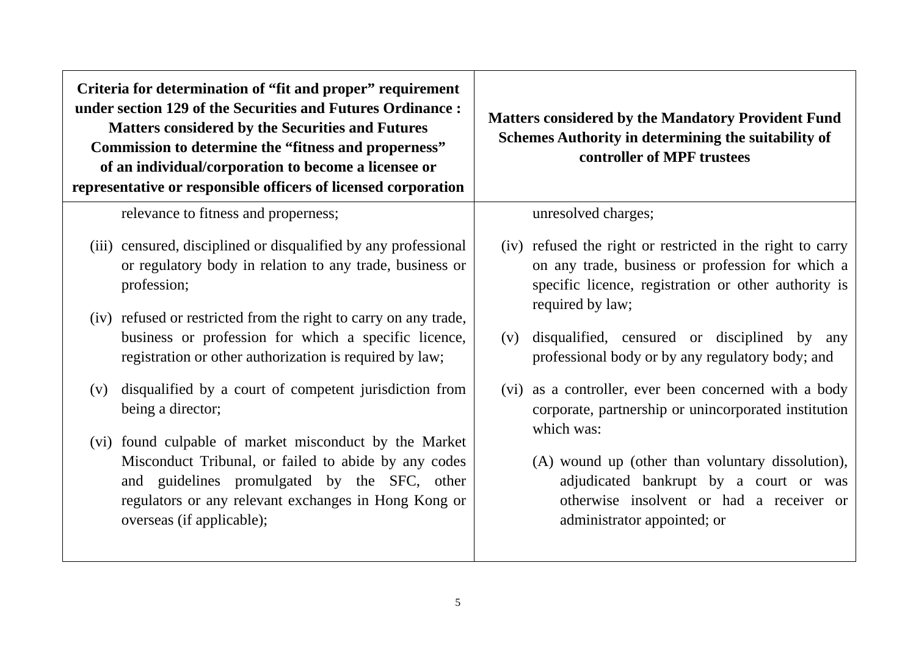| Criteria for determination of "fit and proper" requirement under section 129 of the Securities and Futures Ordinance : Matters considered by the Securities and Futures Commission to determine the "fitness and properness" of an individual/corporation to become a licensee or representative or responsible officers of licensed corporation | Matters considered by the Mandatory Provident Fund Schemes Authority in determining the suitability of controller of MPF trustees |
|---|---|
| relevance to fitness and properness;<br><br>(iii) censured, disciplined or disqualified by any professional or regulatory body in relation to any trade, business or profession;<br><br>(iv) refused or restricted from the right to carry on any trade, business or profession for which a specific licence, registration or other authorization is required by law;<br><br>(v) disqualified by a court of competent jurisdiction from being a director;<br><br>(vi) found culpable of market misconduct by the Market Misconduct Tribunal, or failed to abide by any codes and guidelines promulgated by the SFC, other regulators or any relevant exchanges in Hong Kong or overseas (if applicable); | unresolved charges;<br><br>(iv) refused the right or restricted in the right to carry on any trade, business or profession for which a specific licence, registration or other authority is required by law;<br><br>(v) disqualified, censured or disciplined by any professional body or by any regulatory body; and<br><br>(vi) as a controller, ever been concerned with a body corporate, partnership or unincorporated institution which was:<br><br>(A) wound up (other than voluntary dissolution), adjudicated bankrupt by a court or was otherwise insolvent or had a receiver or administrator appointed; or |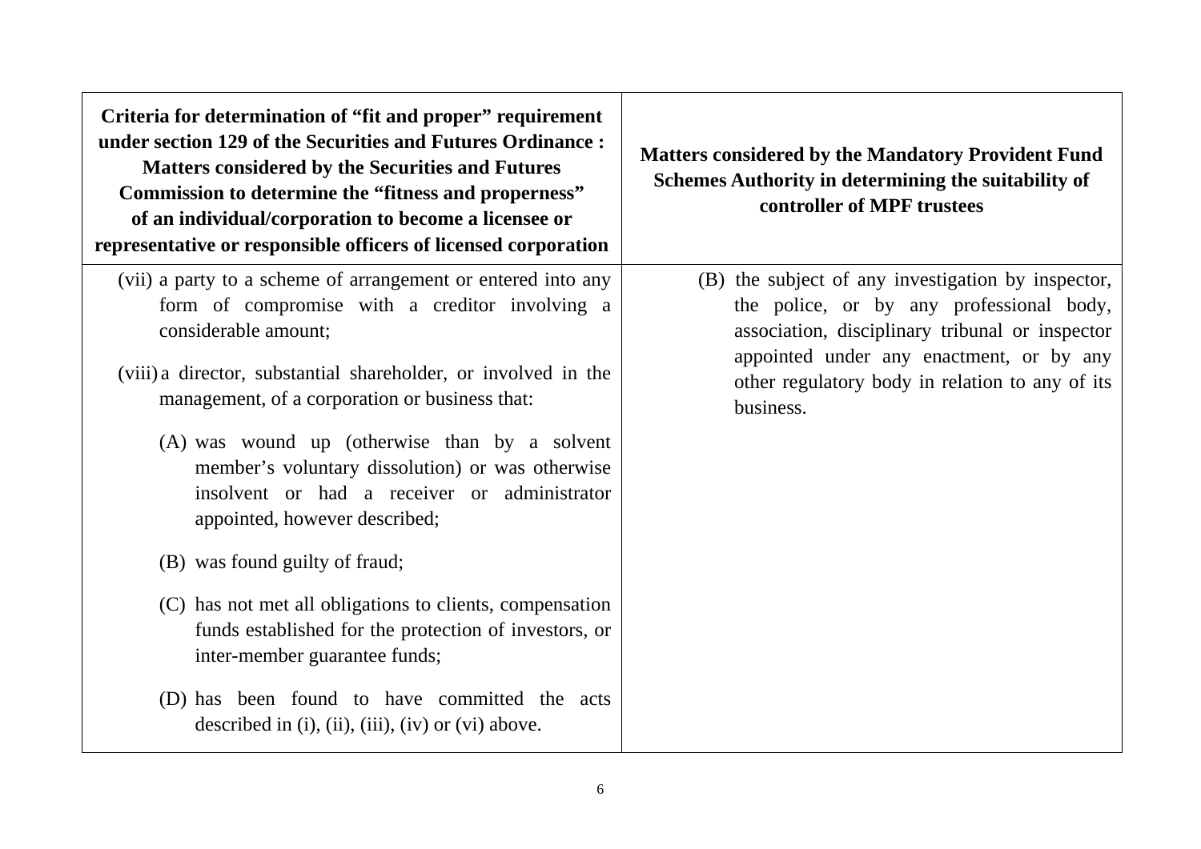| Criteria for determination of "fit and proper" requirement under section 129 of the Securities and Futures Ordinance : Matters considered by the Securities and Futures Commission to determine the "fitness and properness" of an individual/corporation to become a licensee or representative or responsible officers of licensed corporation | Matters considered by the Mandatory Provident Fund Schemes Authority in determining the suitability of controller of MPF trustees |
|---|---|
| (vii) a party to a scheme of arrangement or entered into any form of compromise with a creditor involving a considerable amount;<br><br>(viii) a director, substantial shareholder, or involved in the management, of a corporation or business that:<br><br>(A) was wound up (otherwise than by a solvent member's voluntary dissolution) or was otherwise insolvent or had a receiver or administrator appointed, however described;<br><br>(B) was found guilty of fraud;<br><br>(C) has not met all obligations to clients, compensation funds established for the protection of investors, or inter-member guarantee funds;<br><br>(D) has been found to have committed the acts described in (i), (ii), (iii), (iv) or (vi) above. | (B) the subject of any investigation by inspector, the police, or by any professional body, association, disciplinary tribunal or inspector appointed under any enactment, or by any other regulatory body in relation to any of its business. |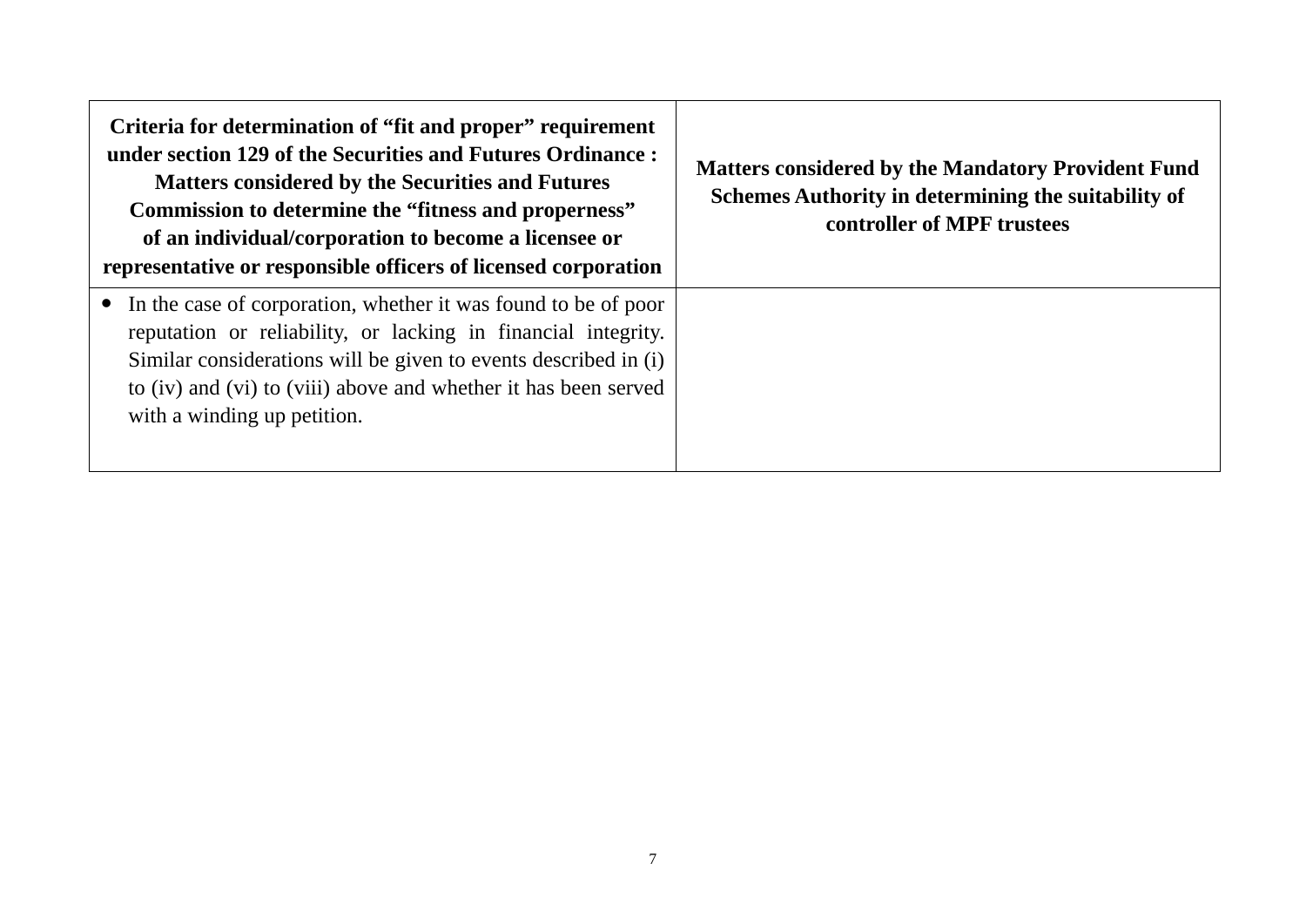| **Criteria for determination of "fit and proper" requirement under section 129 of the Securities and Futures Ordinance : Matters considered by the Securities and Futures Commission to determine the "fitness and properness" of an individual/corporation to become a licensee or representative or responsible officers of licensed corporation** | **Matters considered by the Mandatory Provident Fund Schemes Authority in determining the suitability of controller of MPF trustees** |
|---|---|
| • In the case of corporation, whether it was found to be of poor reputation or reliability, or lacking in financial integrity. Similar considerations will be given to events described in (i) to (iv) and (vi) to (viii) above and whether it has been served with a winding up petition. | |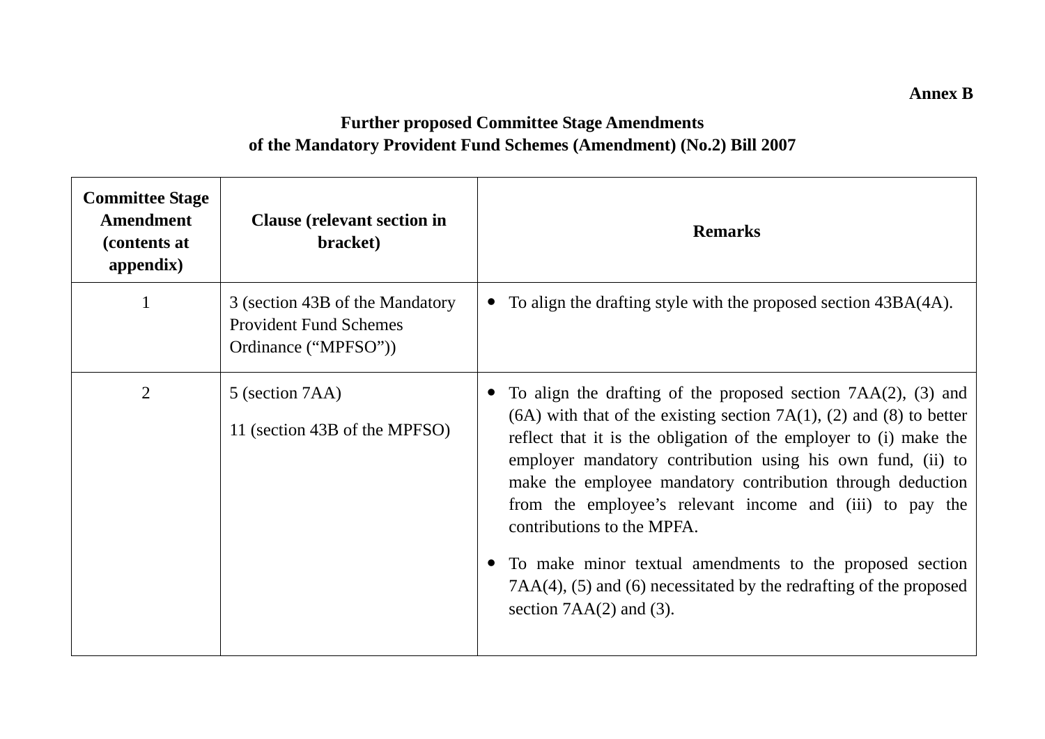**Annex B**

**Further proposed Committee Stage Amendments of the Mandatory Provident Fund Schemes (Amendment) (No.2) Bill 2007**

| Committee Stage Amendment (contents at appendix) | Clause (relevant section in bracket) | Remarks |
|---|---|---|
| 1 | 3 (section 43B of the Mandatory Provident Fund Schemes Ordinance (“MPFSO”)) | • To align the drafting style with the proposed section 43BA(4A). |
| 2 | 5 (section 7AA)<br><br>11 (section 43B of the MPFSO) | • To align the drafting of the proposed section 7AA(2), (3) and (6A) with that of the existing section 7A(1), (2) and (8) to better reflect that it is the obligation of the employer to (i) make the employer mandatory contribution using his own fund, (ii) to make the employee mandatory contribution through deduction from the employee’s relevant income and (iii) to pay the contributions to the MPFA.<br><br>• To make minor textual amendments to the proposed section 7AA(4), (5) and (6) necessitated by the redrafting of the proposed section 7AA(2) and (3). |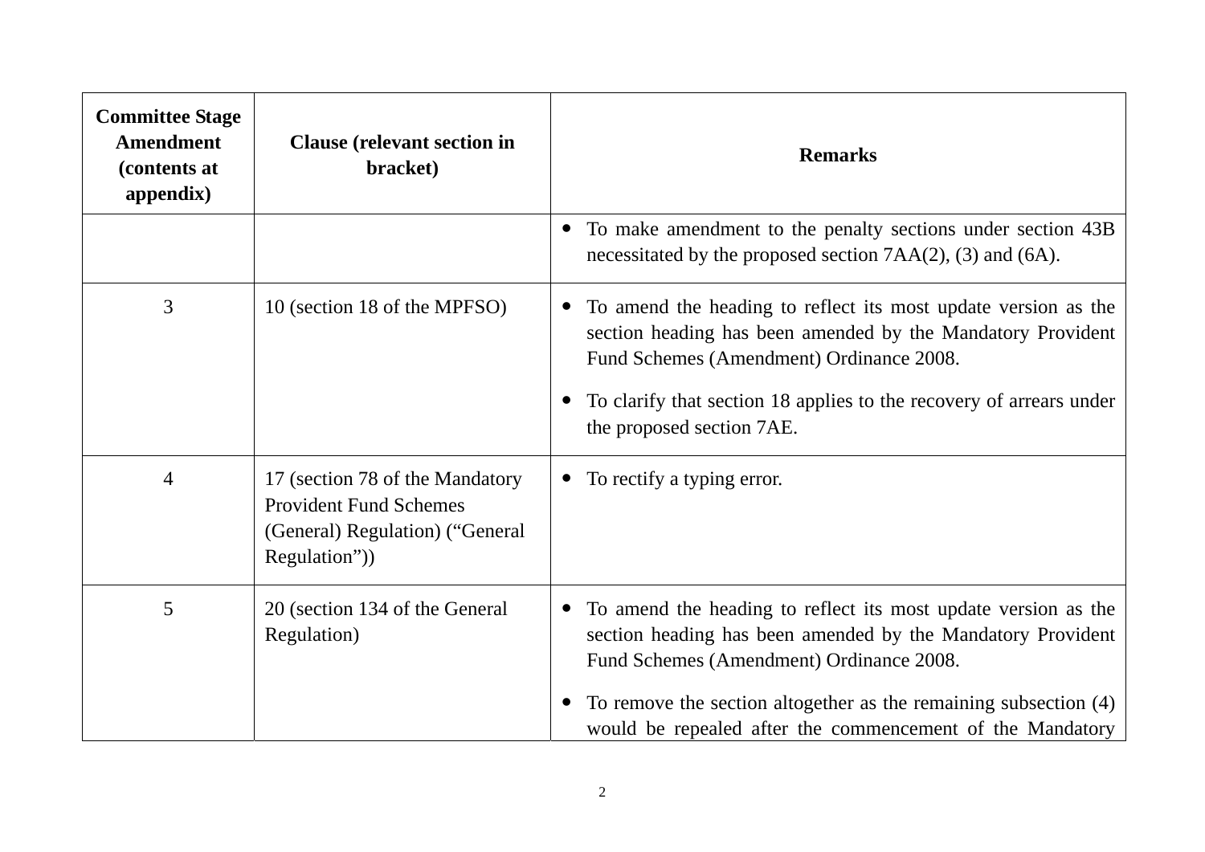| Committee Stage Amendment (contents at appendix) | Clause (relevant section in bracket) | Remarks |
|---|---|---|
| | | • To make amendment to the penalty sections under section 43B necessitated by the proposed section 7AA(2), (3) and (6A). |
| 3 | 10 (section 18 of the MPFSO) | • To amend the heading to reflect its most update version as the section heading has been amended by the Mandatory Provident Fund Schemes (Amendment) Ordinance 2008.<br>• To clarify that section 18 applies to the recovery of arrears under the proposed section 7AE. |
| 4 | 17 (section 78 of the Mandatory Provident Fund Schemes (General) Regulation) (“General Regulation”)) | • To rectify a typing error. |
| 5 | 20 (section 134 of the General Regulation) | • To amend the heading to reflect its most update version as the section heading has been amended by the Mandatory Provident Fund Schemes (Amendment) Ordinance 2008.<br>• To remove the section altogether as the remaining subsection (4) would be repealed after the commencement of the Mandatory |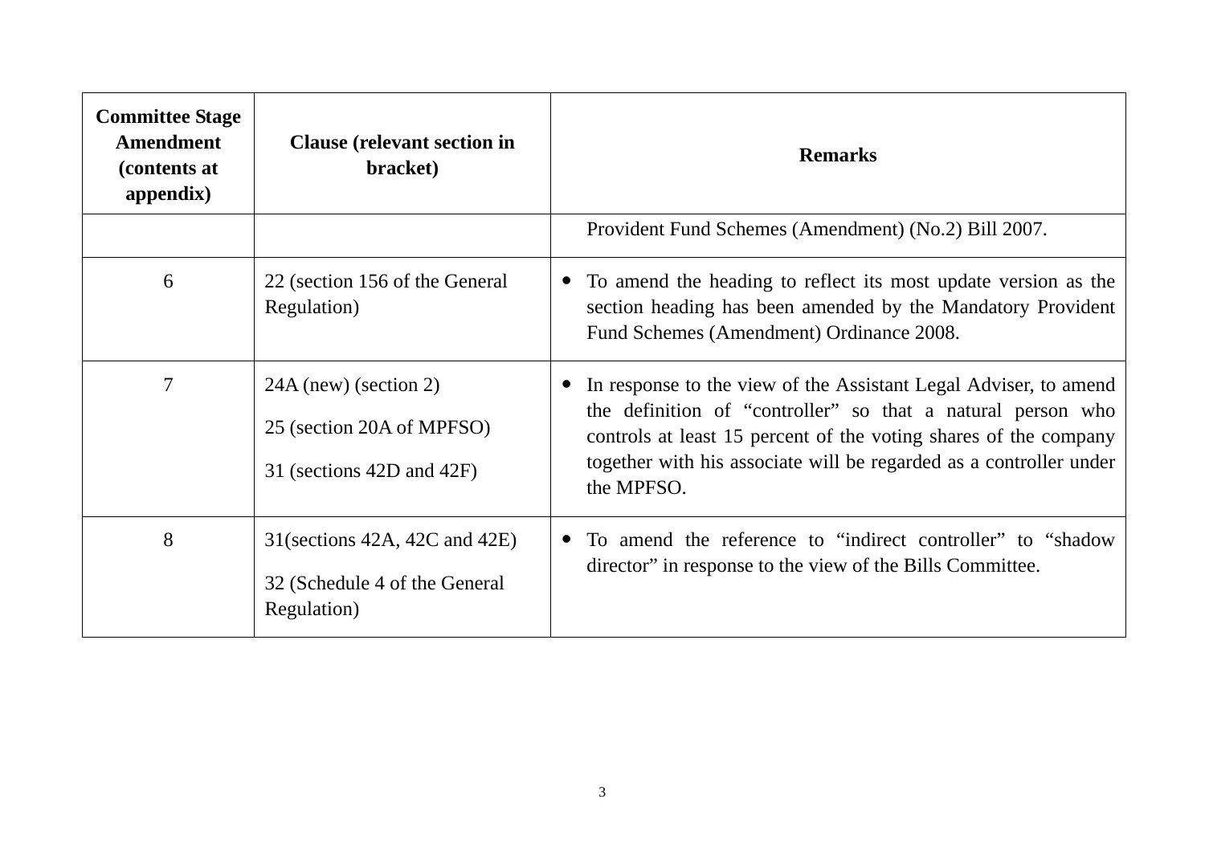| Committee Stage Amendment (contents at appendix) | Clause (relevant section in bracket) | Remarks |
|---|---|---|
| | | Provident Fund Schemes (Amendment) (No.2) Bill 2007. |
| 6 | 22 (section 156 of the General Regulation) | • To amend the heading to reflect its most update version as the section heading has been amended by the Mandatory Provident Fund Schemes (Amendment) Ordinance 2008. |
| 7 | 24A (new) (section 2)<br><br>25 (section 20A of MPFSO)<br><br>31 (sections 42D and 42F) | • In response to the view of the Assistant Legal Adviser, to amend the definition of "controller" so that a natural person who controls at least 15 percent of the voting shares of the company together with his associate will be regarded as a controller under the MPFSO. |
| 8 | 31(sections 42A, 42C and 42E)<br><br>32 (Schedule 4 of the General Regulation) | • To amend the reference to "indirect controller" to "shadow director" in response to the view of the Bills Committee. |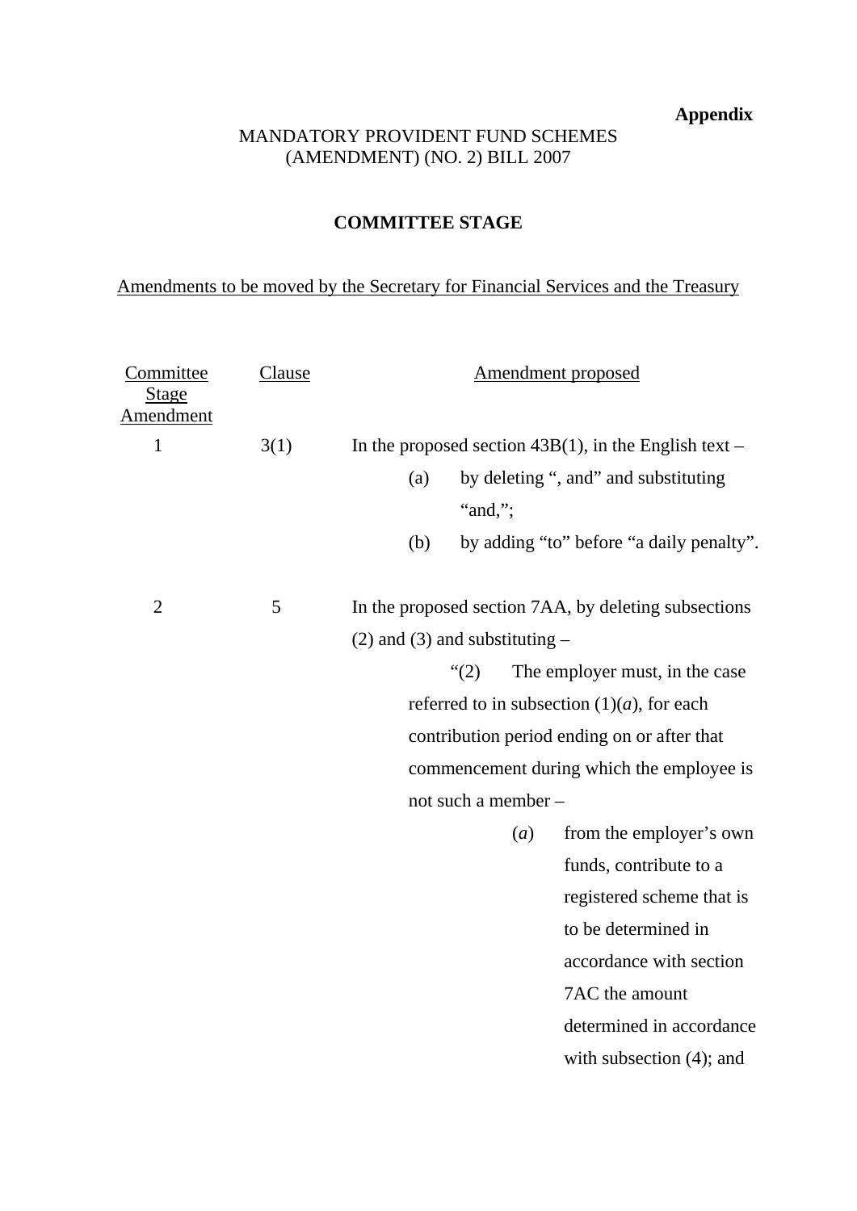**Appendix**

MANDATORY PROVIDENT FUND SCHEMES (AMENDMENT) (NO. 2) BILL 2007

**COMMITTEE STAGE**

Amendments to be moved by the Secretary for Financial Services and the Treasury

| Committee Stage Amendment | Clause | Amendment proposed |
|---|---|---|
| 1 | 3(1) | In the proposed section 43B(1), in the English text – (a) by deleting “, and” and substituting “and,”; (b) by adding “to” before “a daily penalty”. |
| 2 | 5 | In the proposed section 7AA, by deleting subsections (2) and (3) and substituting – “(2) The employer must, in the case referred to in subsection (1)(*a*), for each contribution period ending on or after that commencement during which the employee is not such a member – (*a*) from the employer’s own funds, contribute to a registered scheme that is to be determined in accordance with section 7AC the amount determined in accordance with subsection (4); and |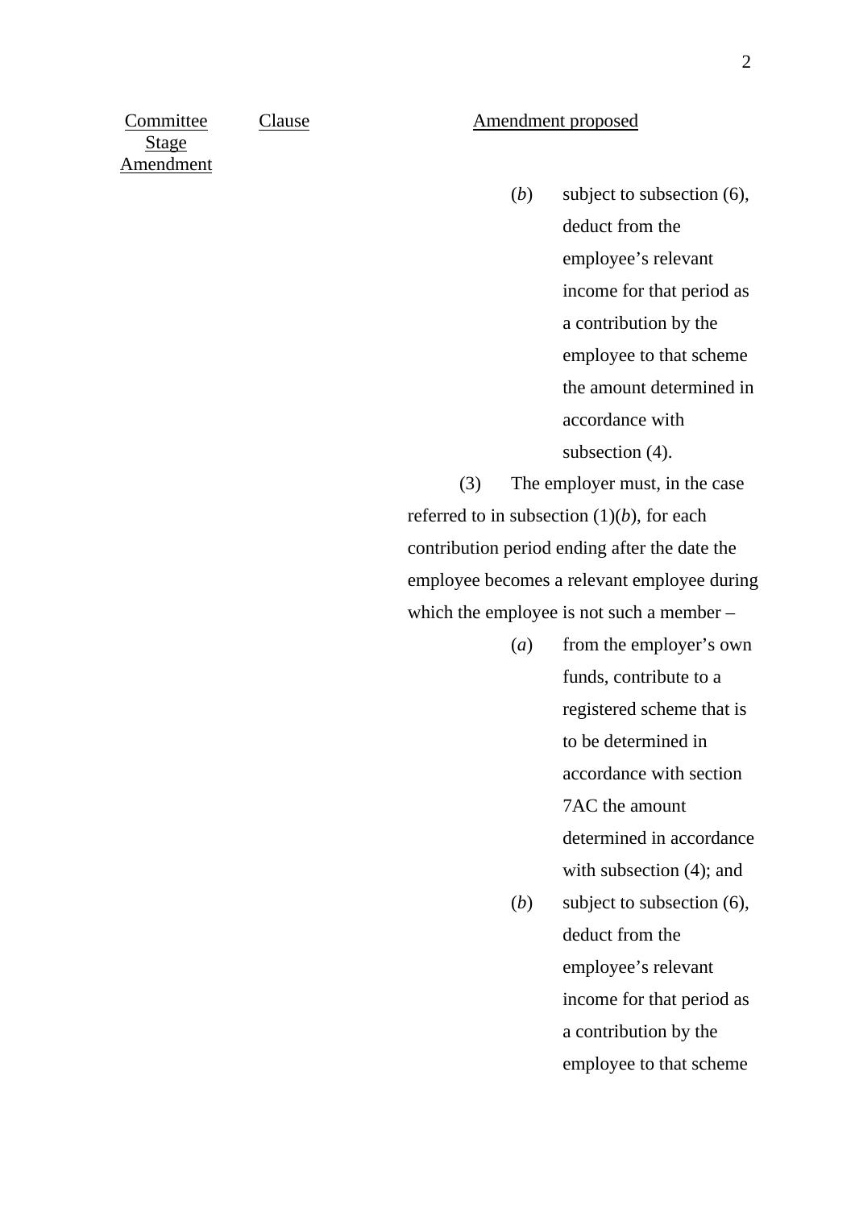| Committee Stage Amendment | Clause | Amendment proposed |
|---|---|---|
| | | (*b*) subject to subsection (6), deduct from the employee's relevant income for that period as a contribution by the employee to that scheme the amount determined in accordance with subsection (4). |
| | | (3) The employer must, in the case referred to in subsection (1)(*b*), for each contribution period ending after the date the employee becomes a relevant employee during which the employee is not such a member – |
| | | (*a*) from the employer's own funds, contribute to a registered scheme that is to be determined in accordance with section 7AC the amount determined in accordance with subsection (4); and |
| | | (*b*) subject to subsection (6), deduct from the employee's relevant income for that period as a contribution by the employee to that scheme |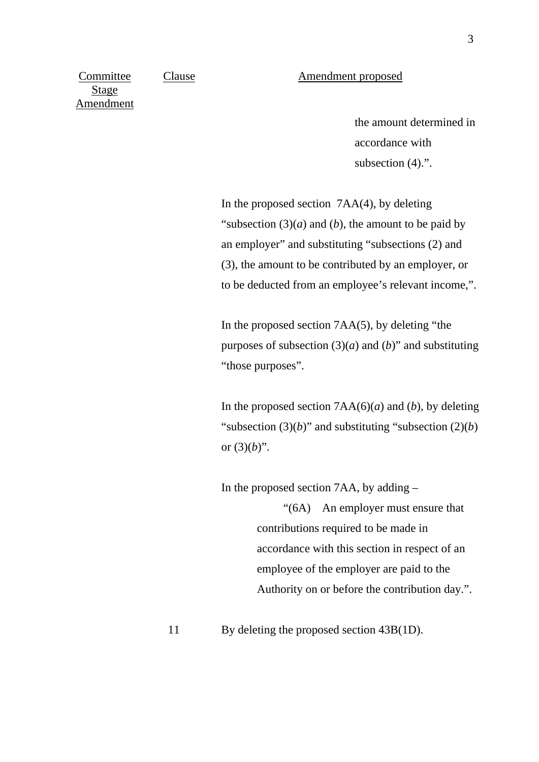| Committee Stage Amendment | Clause | Amendment proposed |
|---|---|---|
| | | the amount determined in accordance with subsection (4).". |
| | | In the proposed section 7AA(4), by deleting "subsection (3)(*a*) and (*b*), the amount to be paid by an employer" and substituting "subsections (2) and (3), the amount to be contributed by an employer, or to be deducted from an employee's relevant income,". |
| | | In the proposed section 7AA(5), by deleting "the purposes of subsection (3)(*a*) and (*b*)" and substituting "those purposes". |
| | | In the proposed section 7AA(6)(*a*) and (*b*), by deleting "subsection (3)(*b*)" and substituting "subsection (2)(*b*) or (3)(*b*)". |
| | | In the proposed section 7AA, by adding – "(6A) An employer must ensure that contributions required to be made in accordance with this section in respect of an employee of the employer are paid to the Authority on or before the contribution day.". |
| | 11 | By deleting the proposed section 43B(1D). |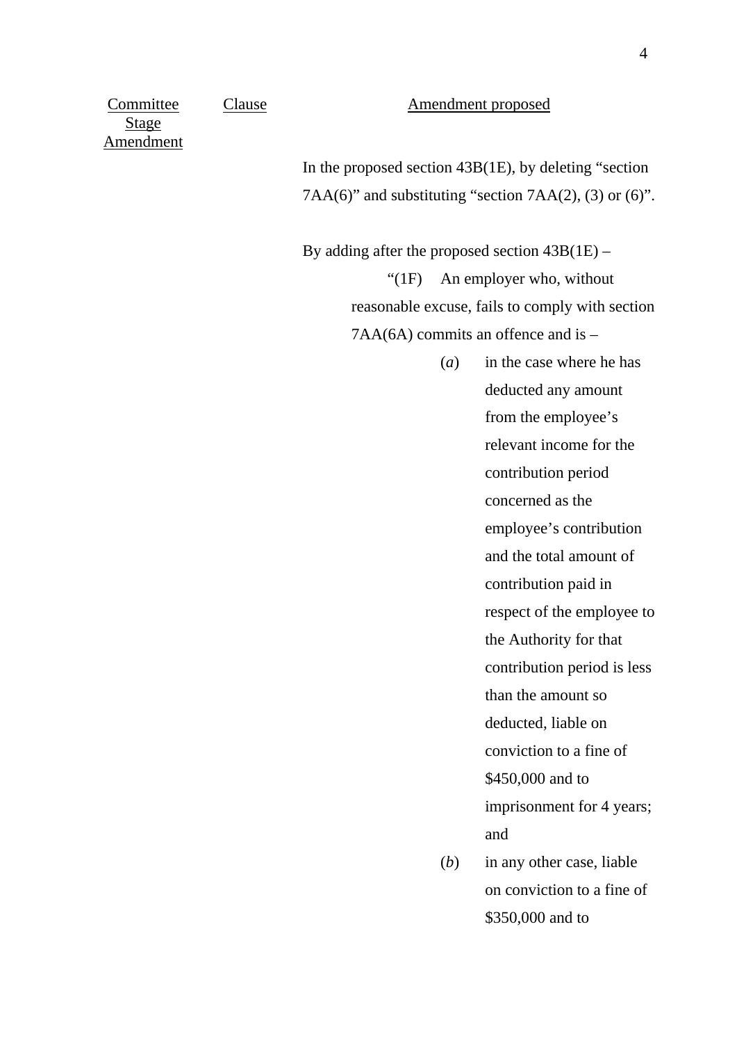| Committee Stage Amendment | Clause | Amendment proposed |
|---|---|---|
| | | In the proposed section 43B(1E), by deleting "section 7AA(6)" and substituting "section 7AA(2), (3) or (6)". |
| | | By adding after the proposed section 43B(1E) – |

"(1F) An employer who, without reasonable excuse, fails to comply with section 7AA(6A) commits an offence and is –

(*a*) in the case where he has deducted any amount from the employee's relevant income for the contribution period concerned as the employee's contribution and the total amount of contribution paid in respect of the employee to the Authority for that contribution period is less than the amount so deducted, liable on conviction to a fine of $450,000 and to imprisonment for 4 years; and

(*b*) in any other case, liable on conviction to a fine of $350,000 and to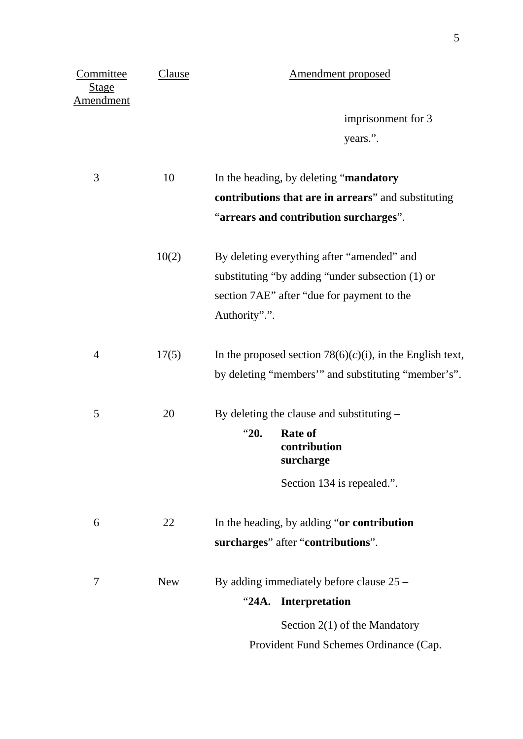| Committee Stage Amendment | Clause | Amendment proposed |
|---|---|---|
| | | imprisonment for 3 years.”. |
| 3 | 10 | In the heading, by deleting “**mandatory contributions that are in arrears**” and substituting “**arrears and contribution surcharges**”. |
| | 10(2) | By deleting everything after “amended” and substituting “by adding “under subsection (1) or section 7AE” after “due for payment to the Authority”.”. |
| 4 | 17(5) | In the proposed section 78(6)(*c*)(i), in the English text, by deleting “members’” and substituting “member’s”. |
| 5 | 20 | By deleting the clause and substituting – “**20. Rate of contribution surcharge** Section 134 is repealed.”. |
| 6 | 22 | In the heading, by adding “**or contribution surcharges**” after “**contributions**”. |
| 7 | New | By adding immediately before clause 25 – “**24A. Interpretation** Section 2(1) of the Mandatory Provident Fund Schemes Ordinance (Cap. |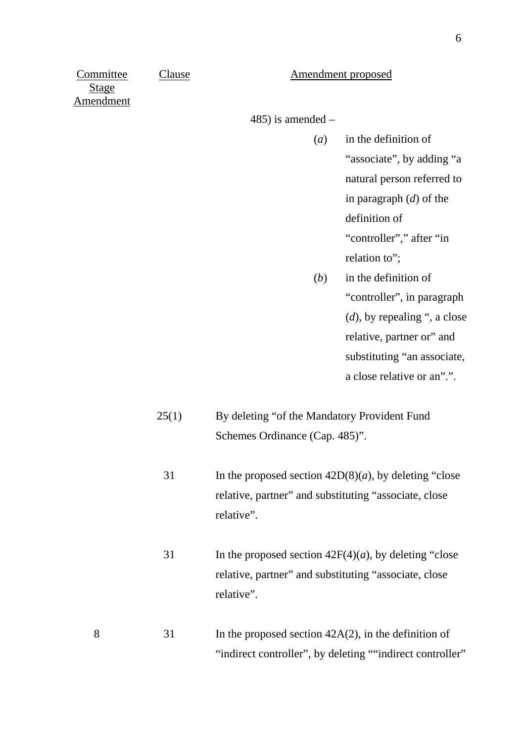| Committee Stage Amendment | Clause | Amendment proposed |
|---|---|---|
| | | 485) is amended –<br>(*a*) in the definition of “associate”, by adding “a natural person referred to in paragraph (*d*) of the definition of “controller”,” after “in relation to”;<br>(*b*) in the definition of “controller”, in paragraph (*d*), by repealing “, a close relative, partner or” and substituting “an associate, a close relative or an”.”. |
| | 25(1) | By deleting “of the Mandatory Provident Fund Schemes Ordinance (Cap. 485)”. |
| | 31 | In the proposed section 42D(8)(*a*), by deleting “close relative, partner” and substituting “associate, close relative”. |
| | 31 | In the proposed section 42F(4)(*a*), by deleting “close relative, partner” and substituting “associate, close relative”. |
| 8 | 31 | In the proposed section 42A(2), in the definition of “indirect controller”, by deleting ““indirect controller” |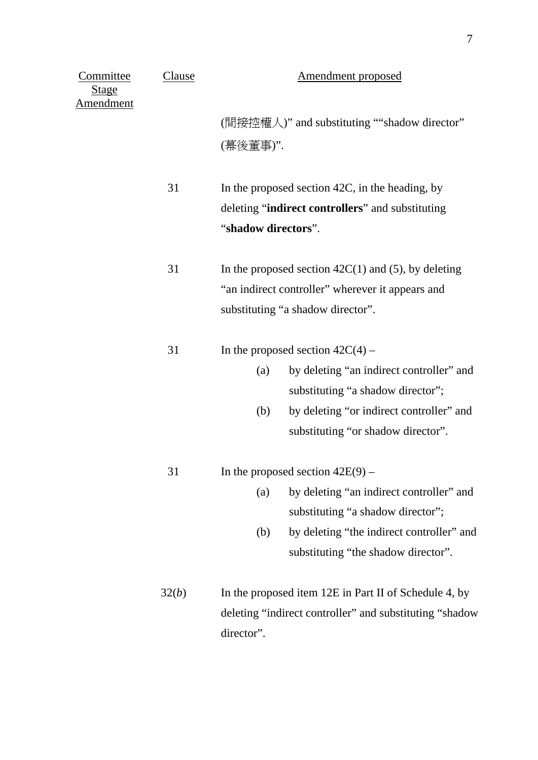| Committee Stage Amendment | Clause | Amendment proposed |
|---|---|---|
| | | (間接控權人)" and substituting ""shadow director" (幕後董事)". |
| | 31 | In the proposed section 42C, in the heading, by deleting "**indirect controllers**" and substituting "**shadow directors**". |
| | 31 | In the proposed section 42C(1) and (5), by deleting "an indirect controller" wherever it appears and substituting "a shadow director". |
| | 31 | In the proposed section 42C(4) – (a) by deleting "an indirect controller" and substituting "a shadow director"; (b) by deleting "or indirect controller" and substituting "or shadow director". |
| | 31 | In the proposed section 42E(9) – (a) by deleting "an indirect controller" and substituting "a shadow director"; (b) by deleting "the indirect controller" and substituting "the shadow director". |
| | 32(*b*) | In the proposed item 12E in Part II of Schedule 4, by deleting "indirect controller" and substituting "shadow director". |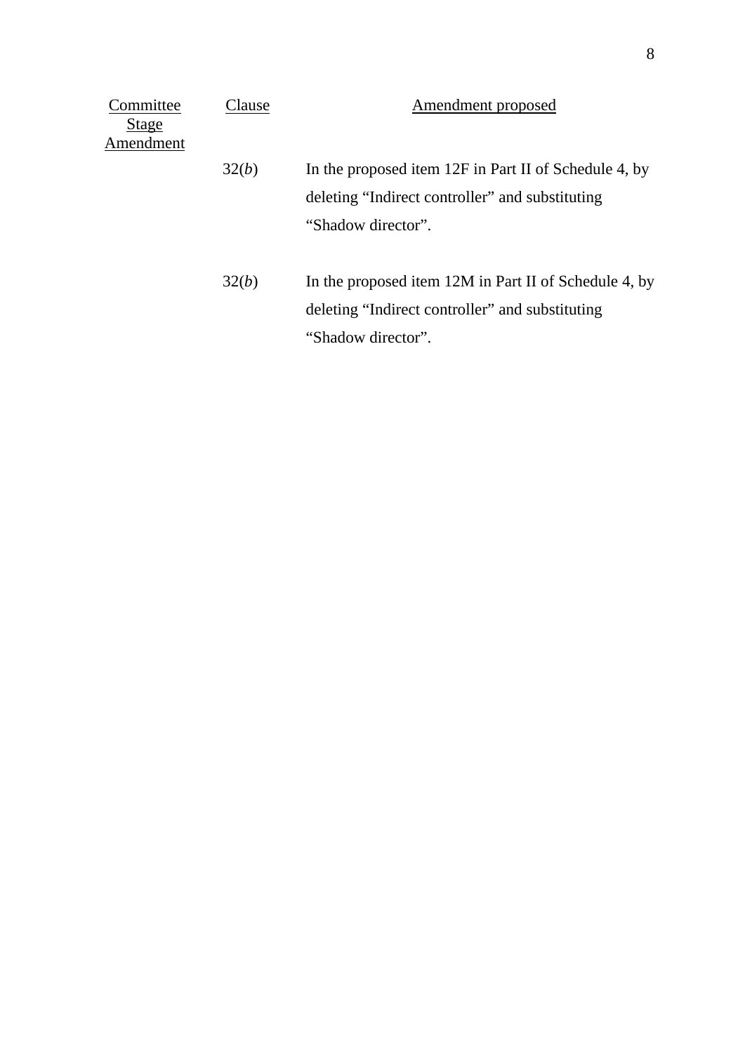| Committee Stage Amendment | Clause | Amendment proposed |
| --- | --- | --- |
| | 32(*b*) | In the proposed item 12F in Part II of Schedule 4, by deleting “Indirect controller” and substituting “Shadow director”. |
| | 32(*b*) | In the proposed item 12M in Part II of Schedule 4, by deleting “Indirect controller” and substituting “Shadow director”. |